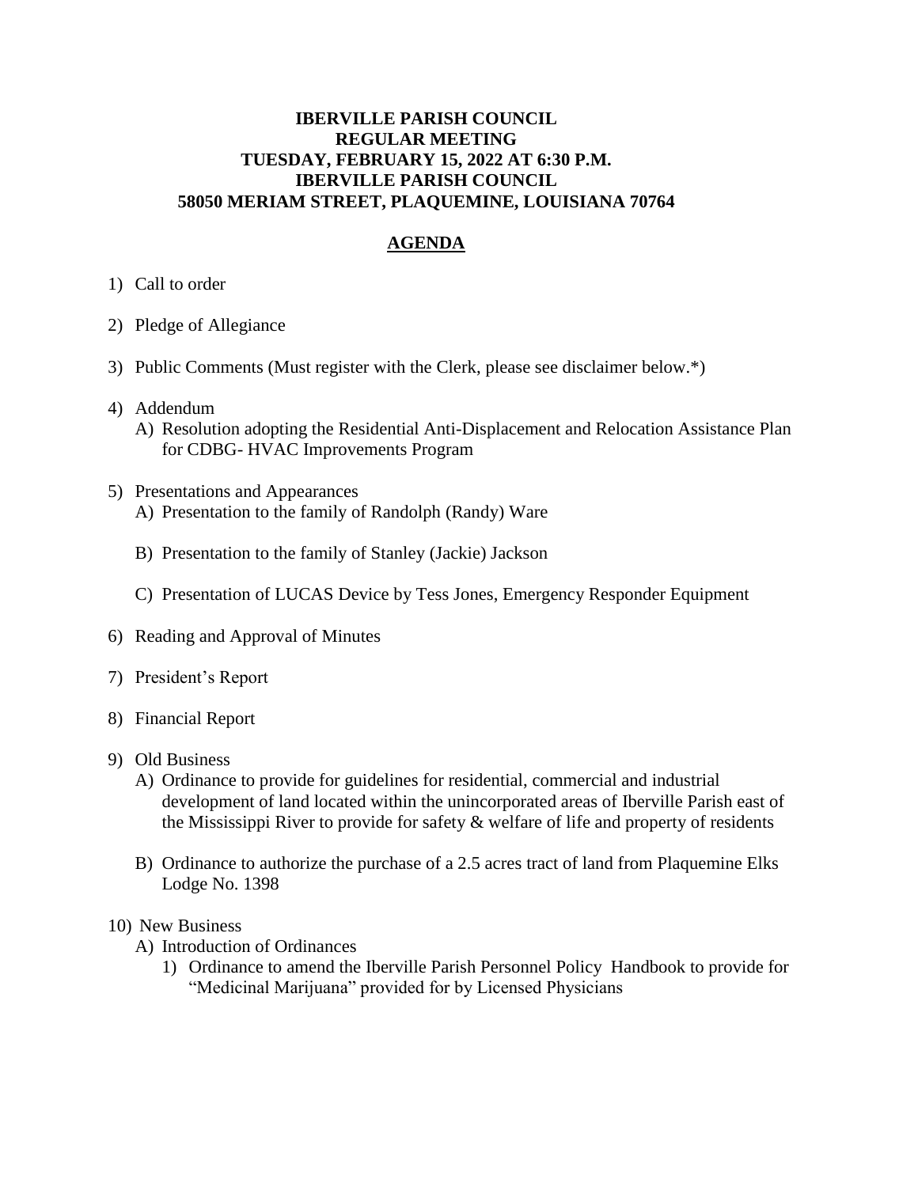**IBERVILLE PARISH COUNCIL**
**REGULAR MEETING**
**TUESDAY, FEBRUARY 15, 2022 AT 6:30 P.M.**
**IBERVILLE PARISH COUNCIL**
**58050 MERIAM STREET, PLAQUEMINE, LOUISIANA 70764**

## AGENDA

1) Call to order

2) Pledge of Allegiance

3) Public Comments (Must register with the Clerk, please see disclaimer below.*)

4) Addendum
   A) Resolution adopting the Residential Anti-Displacement and Relocation Assistance Plan for CDBG- HVAC Improvements Program

5) Presentations and Appearances
   A) Presentation to the family of Randolph (Randy) Ware

   B) Presentation to the family of Stanley (Jackie) Jackson

   C) Presentation of LUCAS Device by Tess Jones, Emergency Responder Equipment

6) Reading and Approval of Minutes

7) President's Report

8) Financial Report

9) Old Business
   A) Ordinance to provide for guidelines for residential, commercial and industrial development of land located within the unincorporated areas of Iberville Parish east of the Mississippi River to provide for safety & welfare of life and property of residents

   B) Ordinance to authorize the purchase of a 2.5 acres tract of land from Plaquemine Elks Lodge No. 1398

10) New Business
   A) Introduction of Ordinances
      1) Ordinance to amend the Iberville Parish Personnel Policy Handbook to provide for "Medicinal Marijuana" provided for by Licensed Physicians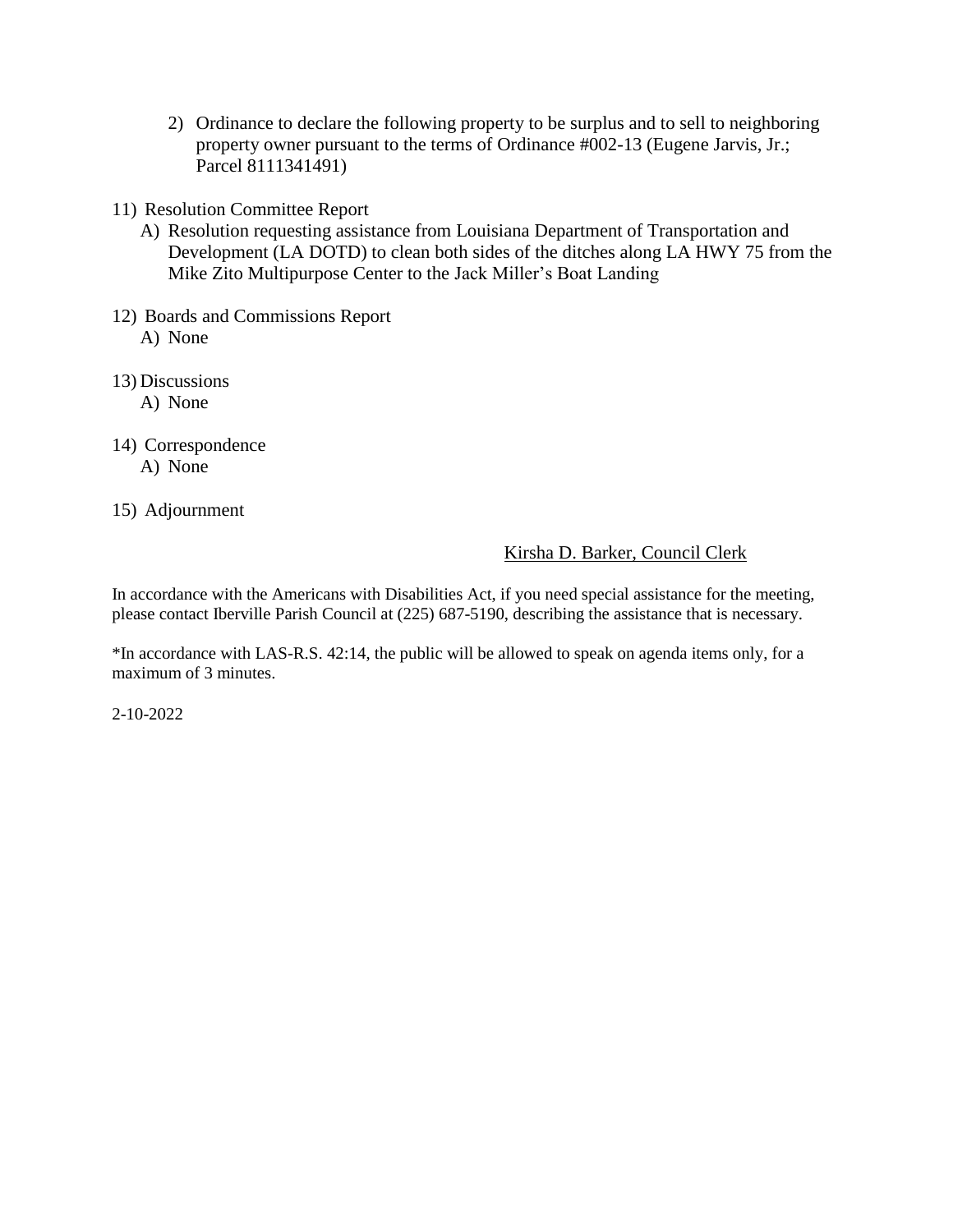2) Ordinance to declare the following property to be surplus and to sell to neighboring property owner pursuant to the terms of Ordinance #002-13 (Eugene Jarvis, Jr.; Parcel 8111341491)

11) Resolution Committee Report
   A) Resolution requesting assistance from Louisiana Department of Transportation and Development (LA DOTD) to clean both sides of the ditches along LA HWY 75 from the Mike Zito Multipurpose Center to the Jack Miller's Boat Landing

12) Boards and Commissions Report
   A) None

13) Discussions
   A) None

14) Correspondence
   A) None

15) Adjournment

Kirsha D. Barker, Council Clerk

In accordance with the Americans with Disabilities Act, if you need special assistance for the meeting, please contact Iberville Parish Council at (225) 687-5190, describing the assistance that is necessary.

*In accordance with LAS-R.S. 42:14, the public will be allowed to speak on agenda items only, for a maximum of 3 minutes.

2-10-2022